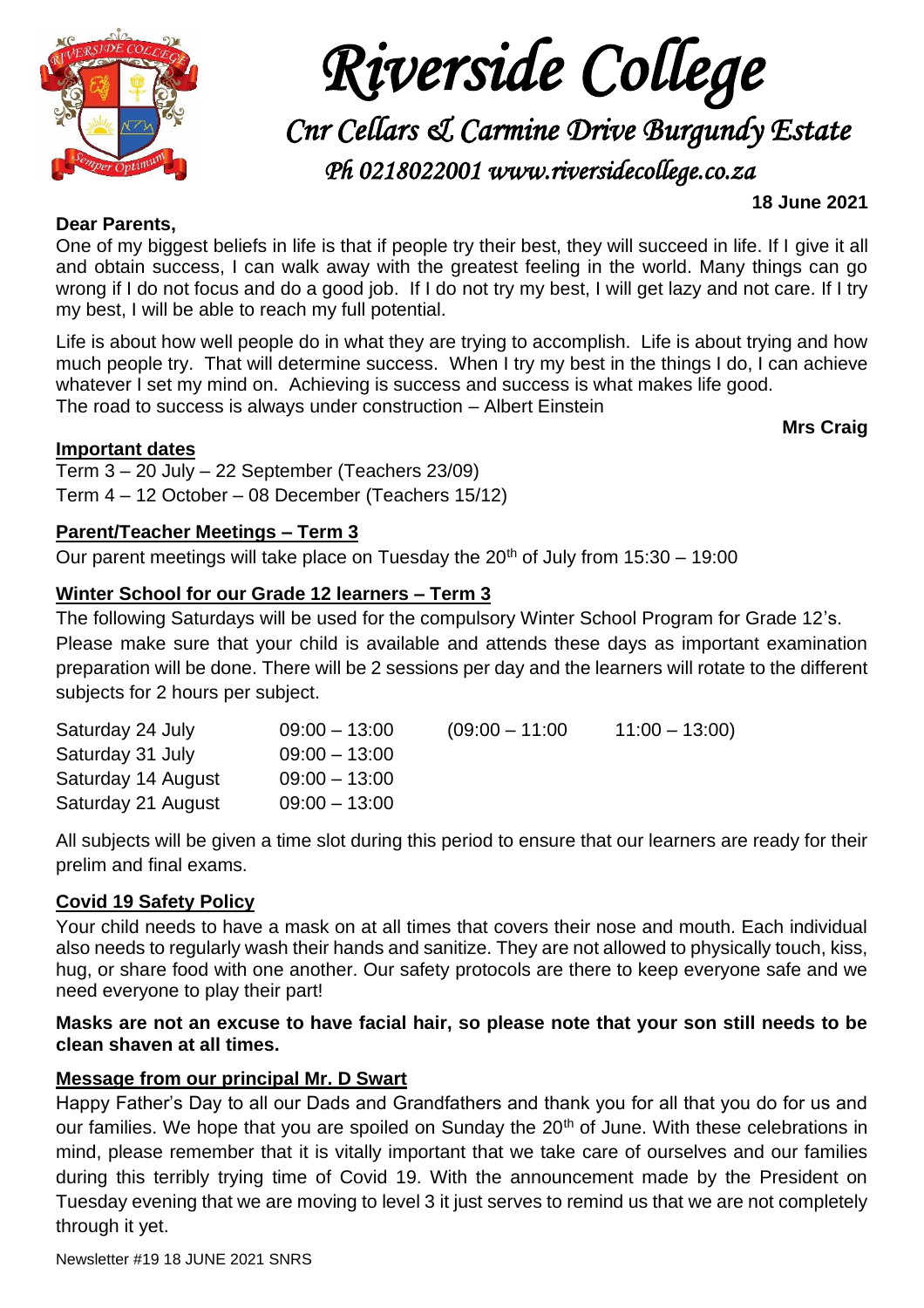# Riverside College

## Cnr Cellars & Carmine Drive Burgundy Estate

## Ph 0218022001 www.riversidecollege.co.za

**18 June 2021**

**Dear Parents,**

One of my biggest beliefs in life is that if people try their best, they will succeed in life. If I give it all and obtain success, I can walk away with the greatest feeling in the world. Many things can go wrong if I do not focus and do a good job. If I do not try my best, I will get lazy and not care. If I try my best, I will be able to reach my full potential.

Life is about how well people do in what they are trying to accomplish. Life is about trying and how much people try. That will determine success. When I try my best in the things I do, I can achieve whatever I set my mind on. Achieving is success and success is what makes life good.
The road to success is always under construction – Albert Einstein

**Mrs Craig**

**Important dates**

Term 3 – 20 July – 22 September (Teachers 23/09)
Term 4 – 12 October – 08 December (Teachers 15/12)

**Parent/Teacher Meetings – Term 3**

Our parent meetings will take place on Tuesday the 20th of July from 15:30 – 19:00

**Winter School for our Grade 12 learners – Term 3**

The following Saturdays will be used for the compulsory Winter School Program for Grade 12's. Please make sure that your child is available and attends these days as important examination preparation will be done. There will be 2 sessions per day and the learners will rotate to the different subjects for 2 hours per subject.

| | | | |
|---|---|---|---|
| Saturday 24 July | 09:00 – 13:00 | (09:00 – 11:00 | 11:00 – 13:00) |
| Saturday 31 July | 09:00 – 13:00 | | |
| Saturday 14 August | 09:00 – 13:00 | | |
| Saturday 21 August | 09:00 – 13:00 | | |

All subjects will be given a time slot during this period to ensure that our learners are ready for their prelim and final exams.

**Covid 19 Safety Policy**

Your child needs to have a mask on at all times that covers their nose and mouth. Each individual also needs to regularly wash their hands and sanitize. They are not allowed to physically touch, kiss, hug, or share food with one another. Our safety protocols are there to keep everyone safe and we need everyone to play their part!

**Masks are not an excuse to have facial hair, so please note that your son still needs to be clean shaven at all times.**

**Message from our principal Mr. D Swart**

Happy Father's Day to all our Dads and Grandfathers and thank you for all that you do for us and our families. We hope that you are spoiled on Sunday the 20th of June. With these celebrations in mind, please remember that it is vitally important that we take care of ourselves and our families during this terribly trying time of Covid 19. With the announcement made by the President on Tuesday evening that we are moving to level 3 it just serves to remind us that we are not completely through it yet.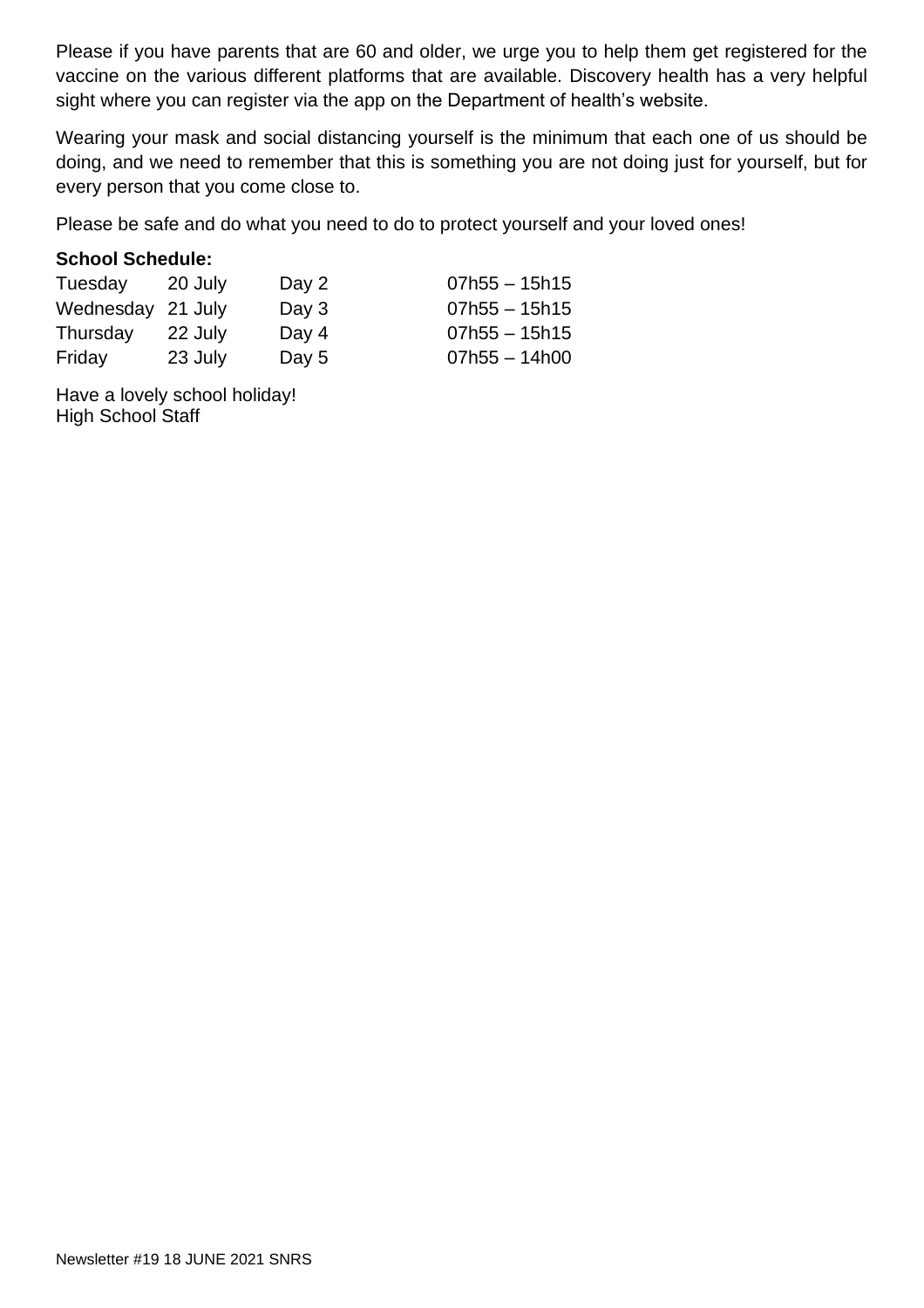Please if you have parents that are 60 and older, we urge you to help them get registered for the vaccine on the various different platforms that are available. Discovery health has a very helpful sight where you can register via the app on the Department of health's website.

Wearing your mask and social distancing yourself is the minimum that each one of us should be doing, and we need to remember that this is something you are not doing just for yourself, but for every person that you come close to.

Please be safe and do what you need to do to protect yourself and your loved ones!

**School Schedule:**

| | | | |
|---|---|---|---|
| Tuesday | 20 July | Day 2 | 07h55 – 15h15 |
| Wednesday | 21 July | Day 3 | 07h55 – 15h15 |
| Thursday | 22 July | Day 4 | 07h55 – 15h15 |
| Friday | 23 July | Day 5 | 07h55 – 14h00 |

Have a lovely school holiday!
High School Staff